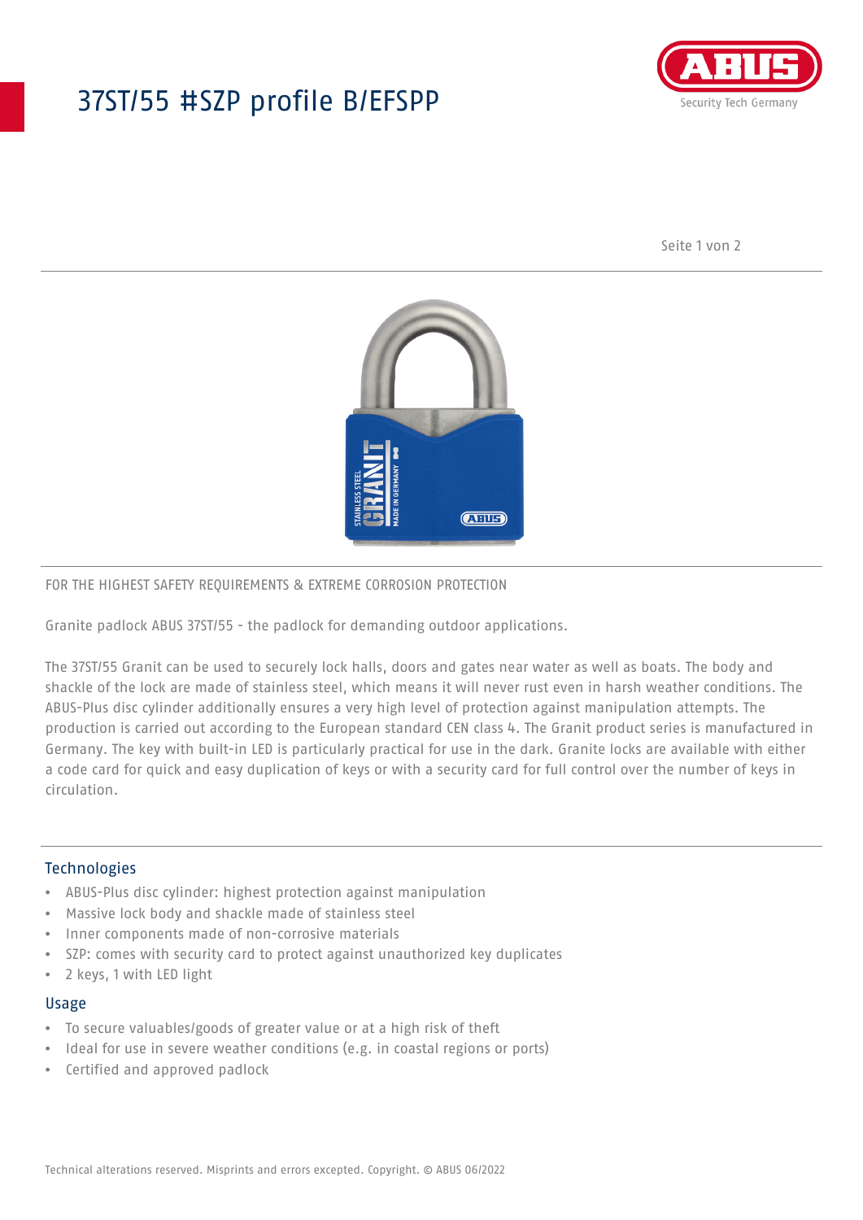# 37ST/55 #SZP profile B/EFSPP

FOR THE HIGHEST SAFETY REQUIREMENTS & EXTREME CORROSION PROTECTION

Granite padlock ABUS 37ST/55 - the padlock for demanding outdoor applications.

The 37ST/55 Granit can be used to securely lock halls, doors and gates near water as well as boats. The body and shackle of the lock are made of stainless steel, which means it will never rust even in harsh weather conditions. The ABUS-Plus disc cylinder additionally ensures a very high level of protection against manipulation attempts. The production is carried out according to the European standard CEN class 4. The Granit product series is manufactured in Germany. The key with built-in LED is particularly practical for use in the dark. Granite locks are available with either a code card for quick and easy duplication of keys or with a security card for full control over the number of keys in circulation.

## Technologies

- ABUS-Plus disc cylinder: highest protection against manipulation
- Massive lock body and shackle made of stainless steel
- Inner components made of non-corrosive materials
- SZP: comes with security card to protect against unauthorized key duplicates
- 2 keys, 1 with LED light

## Usage

- To secure valuables/goods of greater value or at a high risk of theft
- Ideal for use in severe weather conditions (e.g. in coastal regions or ports)
- Certified and approved padlock

Technical alterations reserved. Misprints and errors excepted. Copyright. © ABUS 06/2022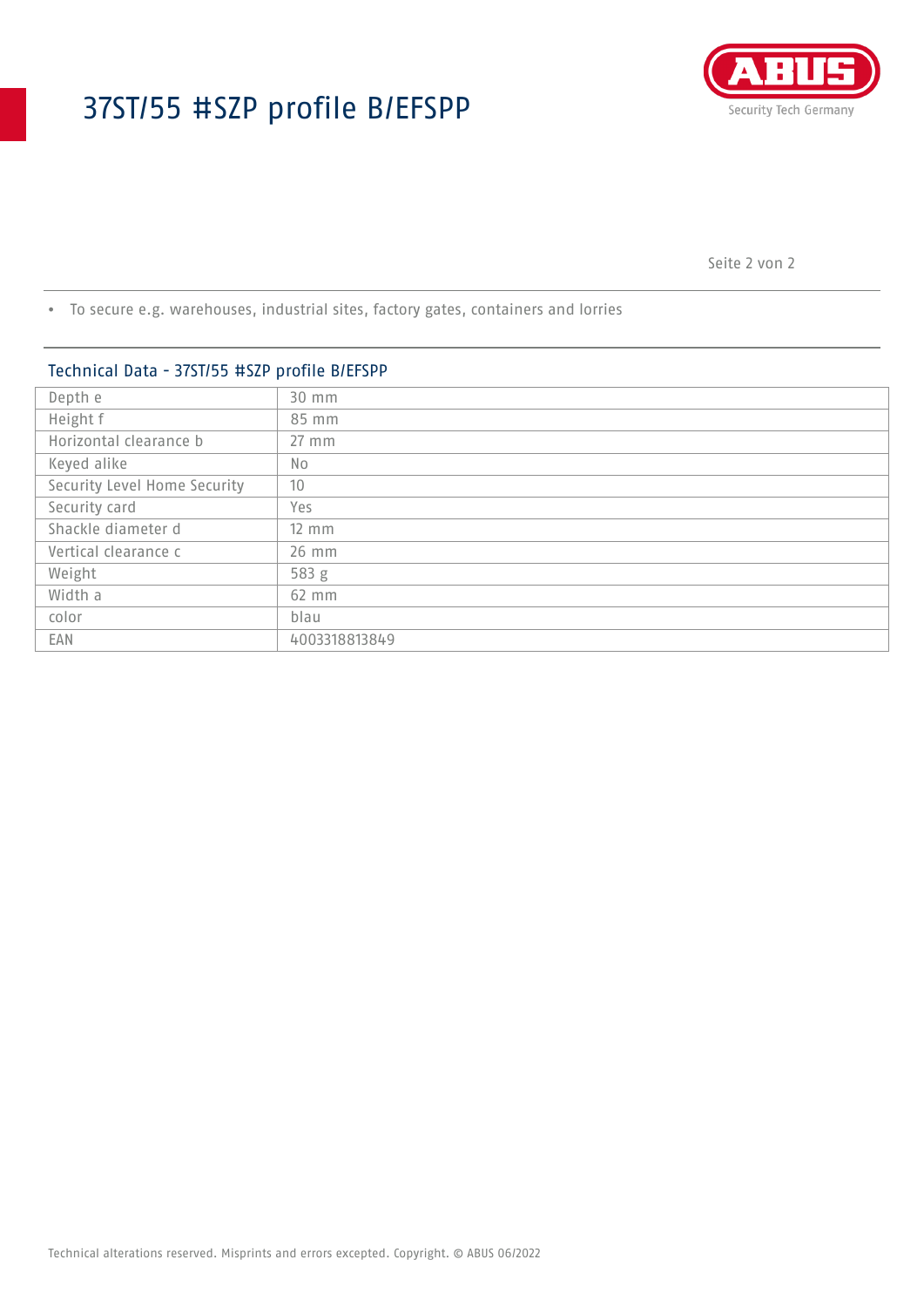# 37ST/55 #SZP profile B/EFSPP

- To secure e.g. warehouses, industrial sites, factory gates, containers and lorries

## Technical Data - 37ST/55 #SZP profile B/EFSPP

| | |
|---|---|
| Depth e | 30 mm |
| Height f | 85 mm |
| Horizontal clearance b | 27 mm |
| Keyed alike | No |
| Security Level Home Security | 10 |
| Security card | Yes |
| Shackle diameter d | 12 mm |
| Vertical clearance c | 26 mm |
| Weight | 583 g |
| Width a | 62 mm |
| color | blau |
| EAN | 4003318813849 |

Technical alterations reserved. Misprints and errors excepted. Copyright. © ABUS 06/2022